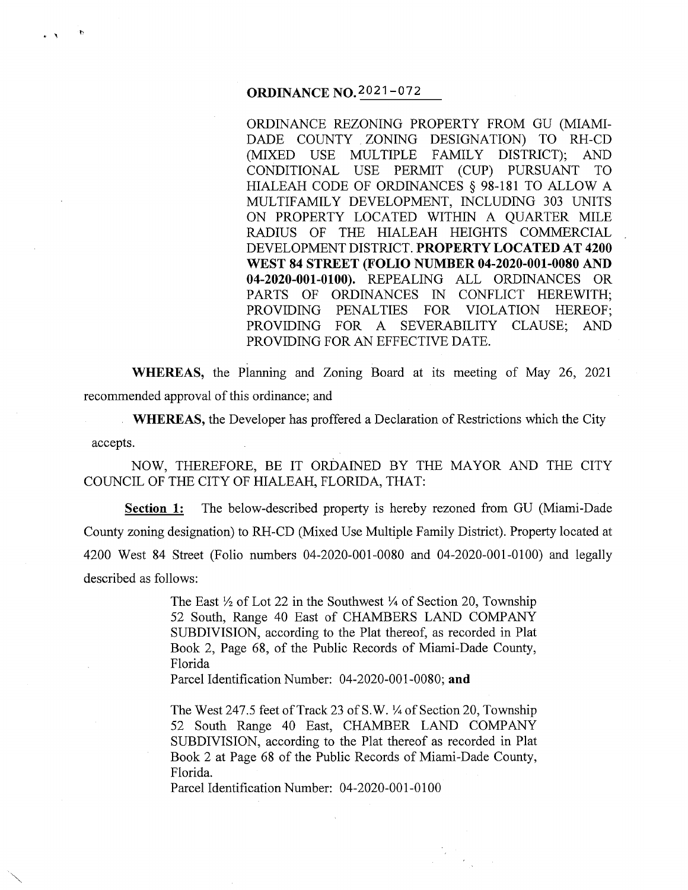# ORDINANCE NO. 2021-072

ORDINANCE REZONING PROPERTY FROM GU (MIAMI-DADE COUNTY ZONING DESIGNATION) TO RH-CD (MIXED USE MULTIPLE FAMILY DISTRICT); AND CONDITIONAL USE PERMIT (CUP) PURSUANT TO HIALEAH CODE OF ORDINANCES § 98-181 TO ALLOW A MULTIFAMILY DEVELOPMENT, INCLUDING 303 UNITS ON PROPERTY LOCATED WITHIN A QUARTER MILE RADIUS OF THE HIALEAH HEIGHTS COMMERCIAL DEVELOPMENT DISTRICT. **PROPERTY LOCATED AT 4200 WEST 84 STREET (FOLIO NUMBER 04-2020-001-0080 AND 04-2020-001-0100).** REPEALING ALL ORDINANCES OR PARTS OF ORDINANCES IN CONFLICT HEREWITH; PROVIDING PENALTIES FOR VIOLATION HEREOF; PROVIDING FOR A SEVERABILITY CLAUSE; AND PROVIDING FOR AN EFFECTIVE DATE.

**WHEREAS,** the Planning and Zoning Board at its meeting of May 26, 2021 recommended approval of this ordinance; and

**WHEREAS,** the Developer has proffered a Declaration of Restrictions which the City accepts.

NOW, THEREFORE, BE IT ORDAINED BY THE MAYOR AND THE CITY COUNCIL OF THE CITY OF HIALEAH, FLORIDA, THAT:

**Section 1:** The below-described property is hereby rezoned from GU (Miami-Dade County zoning designation) to RH-CD (Mixed Use Multiple Family District). Property located at 4200 West 84 Street (Folio numbers 04-2020-001-0080 and 04-2020-001-0100) and legally described as follows:

> The East ½ of Lot 22 in the Southwest ¼ of Section 20, Township 52 South, Range 40 East of CHAMBERS LAND COMPANY SUBDIVISION, according to the Plat thereof, as recorded in Plat Book 2, Page 68, of the Public Records of Miami-Dade County, Florida
> Parcel Identification Number: 04-2020-001-0080; **and**
>
> The West 247.5 feet of Track 23 of S.W. ¼ of Section 20, Township 52 South Range 40 East, CHAMBER LAND COMPANY SUBDIVISION, according to the Plat thereof as recorded in Plat Book 2 at Page 68 of the Public Records of Miami-Dade County, Florida.
> Parcel Identification Number: 04-2020-001-0100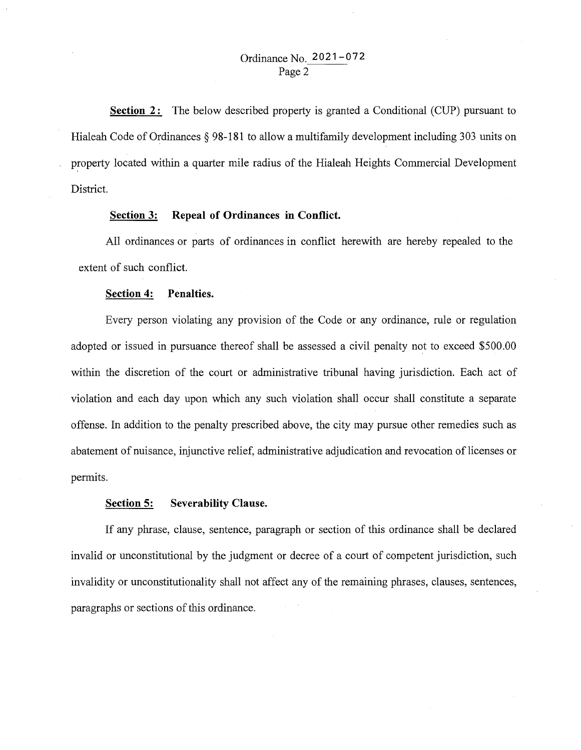**Section 2:** The below described property is granted a Conditional (CUP) pursuant to Hialeah Code of Ordinances § 98-181 to allow a multifamily development including 303 units on property located within a quarter mile radius of the Hialeah Heights Commercial Development District.

**Section 3: Repeal of Ordinances in Conflict.**

All ordinances or parts of ordinances in conflict herewith are hereby repealed to the extent of such conflict.

**Section 4: Penalties.**

Every person violating any provision of the Code or any ordinance, rule or regulation adopted or issued in pursuance thereof shall be assessed a civil penalty not to exceed $500.00 within the discretion of the court or administrative tribunal having jurisdiction. Each act of violation and each day upon which any such violation shall occur shall constitute a separate offense. In addition to the penalty prescribed above, the city may pursue other remedies such as abatement of nuisance, injunctive relief, administrative adjudication and revocation of licenses or permits.

**Section 5: Severability Clause.**

If any phrase, clause, sentence, paragraph or section of this ordinance shall be declared invalid or unconstitutional by the judgment or decree of a court of competent jurisdiction, such invalidity or unconstitutionality shall not affect any of the remaining phrases, clauses, sentences, paragraphs or sections of this ordinance.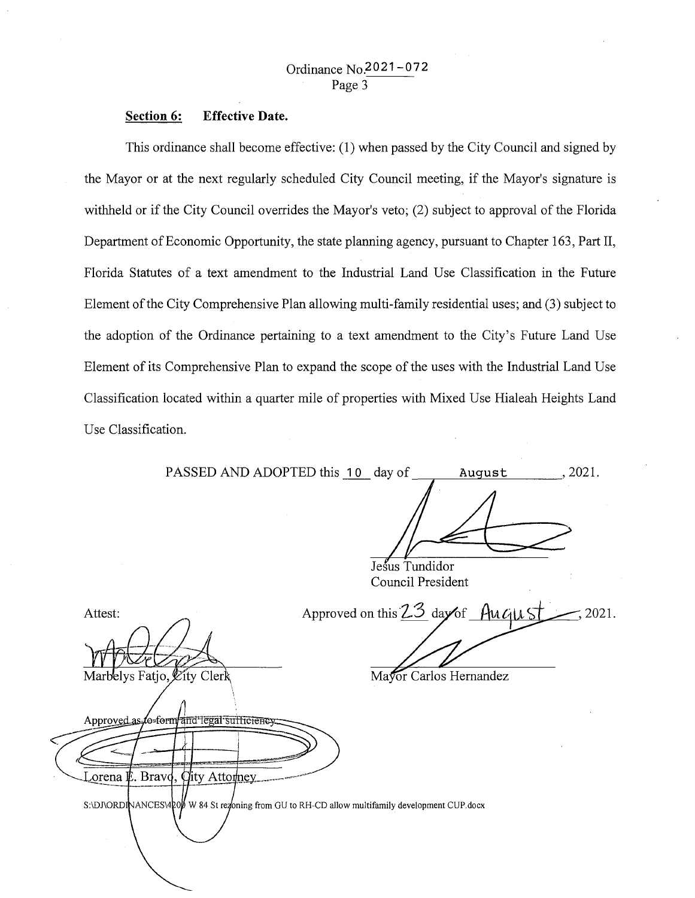Ordinance No. 2021-072

**Section 6: Effective Date.**

This ordinance shall become effective: (1) when passed by the City Council and signed by the Mayor or at the next regularly scheduled City Council meeting, if the Mayor's signature is withheld or if the City Council overrides the Mayor's veto; (2) subject to approval of the Florida Department of Economic Opportunity, the state planning agency, pursuant to Chapter 163, Part II, Florida Statutes of a text amendment to the Industrial Land Use Classification in the Future Element of the City Comprehensive Plan allowing multi-family residential uses; and (3) subject to the adoption of the Ordinance pertaining to a text amendment to the City's Future Land Use Element of its Comprehensive Plan to expand the scope of the uses with the Industrial Land Use Classification located within a quarter mile of properties with Mixed Use Hialeah Heights Land Use Classification.

PASSED AND ADOPTED this 10 day of August, 2021.

Jesús Tundidor
Council President

Attest:

Marbelys Fatjo, City Clerk

Approved on this 23 day of August, 2021.

Mayor Carlos Hernandez

Approved as to form and legal sufficiency

Lorena E. Bravo, City Attorney

S:\DJ\ORDINANCES\4200 W 84 St rezoning from GU to RH-CD allow multifamily development CUP.docx